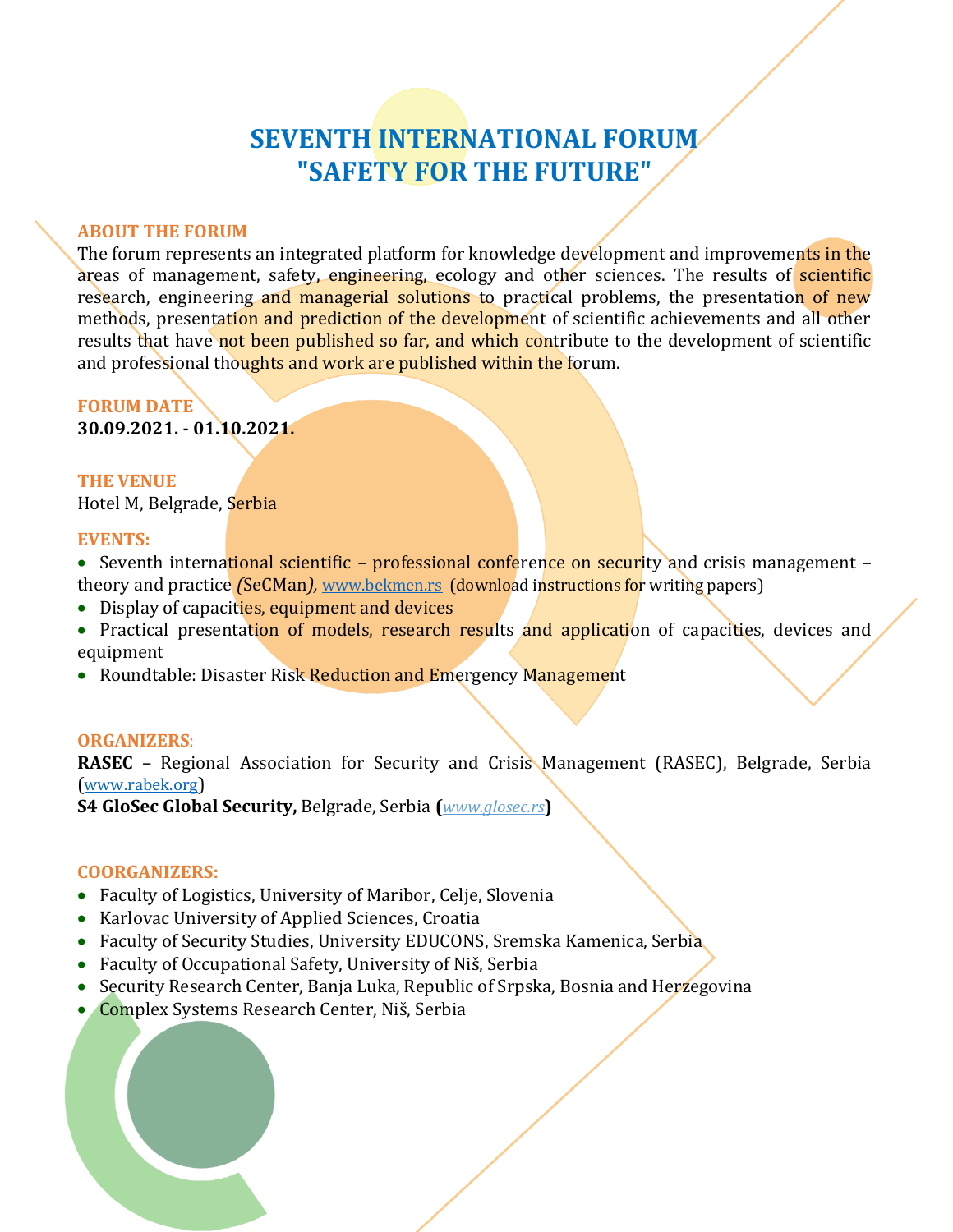# SEVENTH INTERNATIONAL FORUM "SAFETY FOR THE FUTURE"

## ABOUT THE FORUM

The forum represents an integrated platform for knowledge development and improvements in the areas of management, safety, engineering, ecology and other sciences. The results of scientific research, engineering and managerial solutions to practical problems, the presentation of new methods, presentation and prediction of the development of scientific achievements and all other results that have not been published so far, and which contribute to the development of scientific and professional thoughts and work are published within the forum.

## FORUM DATE

**30.09.2021. - 01.10.2021.**

## THE VENUE

Hotel M, Belgrade, Serbia

## EVENTS:

- Seventh international scientific – professional conference on security and crisis management – theory and practice *(*SeCMan*),* www.bekmen.rs (download instructions for writing papers)
- Display of capacities, equipment and devices
- Practical presentation of models, research results and application of capacities, devices and equipment
- Roundtable: Disaster Risk Reduction and Emergency Management

## ORGANIZERS:

**RASEC** – Regional Association for Security and Crisis Management (RASEC), Belgrade, Serbia (www.rabek.org)

**S4 GloSec Global Security,** Belgrade, Serbia **(***www.glosec.rs***)**

## COORGANIZERS:

- Faculty of Logistics, University of Maribor, Celje, Slovenia
- Karlovac University of Applied Sciences, Croatia
- Faculty of Security Studies, University EDUCONS, Sremska Kamenica, Serbia
- Faculty of Occupational Safety, University of Niš, Serbia
- Security Research Center, Banja Luka, Republic of Srpska, Bosnia and Herzegovina
- Complex Systems Research Center, Niš, Serbia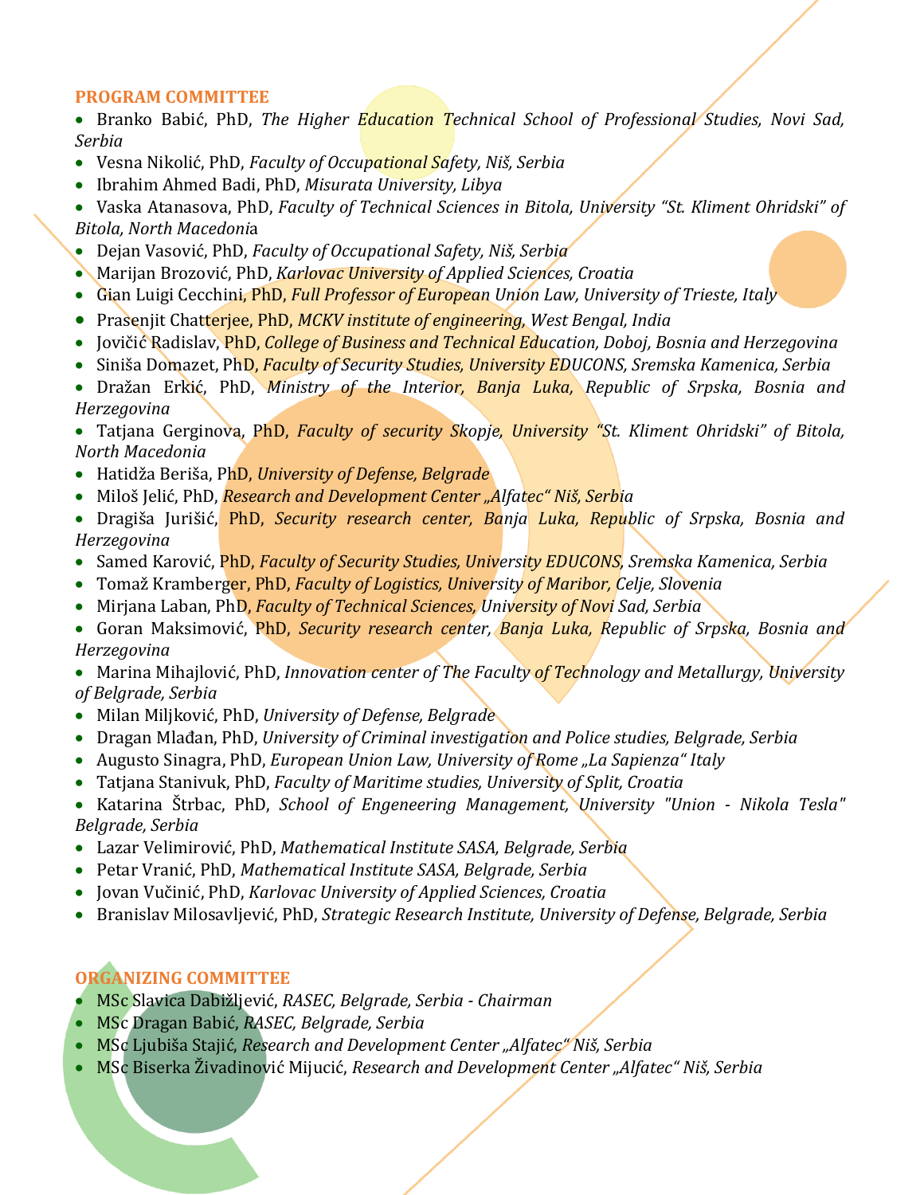## PROGRAM COMMITTEE

- Branko Babić, PhD, *The Higher Education Technical School of Professional Studies, Novi Sad, Serbia*
- Vesna Nikolić, PhD, *Faculty of Occupational Safety, Niš, Serbia*
- Ibrahim Ahmed Badi, PhD, *Misurata University, Libya*
- Vaska Atanasova, PhD, *Faculty of Technical Sciences in Bitola, University "St. Kliment Ohridski" of Bitola, North Macedonia*
- Dejan Vasović, PhD, *Faculty of Occupational Safety, Niš, Serbia*
- Marijan Brozović, PhD, *Karlovac University of Applied Sciences, Croatia*
- Gian Luigi Cecchini, PhD, *Full Professor of European Union Law, University of Trieste, Italy*
- Prasenjit Chatterjee, PhD, *MCKV institute of engineering, West Bengal, India*
- Jovičić Radislav, PhD, *College of Business and Technical Education, Doboj, Bosnia and Herzegovina*
- Siniša Domazet, PhD, *Faculty of Security Studies, University EDUCONS, Sremska Kamenica, Serbia*
- Dražan Erkić, PhD, *Ministry of the Interior, Banja Luka, Republic of Srpska, Bosnia and Herzegovina*
- Tatjana Gerginova, PhD, *Faculty of security Skopje, University "St. Kliment Ohridski" of Bitola, North Macedonia*
- Hatidža Beriša, PhD, *University of Defense, Belgrade*
- Miloš Jelić, PhD, *Research and Development Center „Alfatec" Niš, Serbia*
- Dragiša Jurišić, PhD, *Security research center, Banja Luka, Republic of Srpska, Bosnia and Herzegovina*
- Samed Karović, PhD, *Faculty of Security Studies, University EDUCONS, Sremska Kamenica, Serbia*
- Tomaž Kramberger, PhD, *Faculty of Logistics, University of Maribor, Celje, Slovenia*
- Mirjana Laban, PhD, *Faculty of Technical Sciences, University of Novi Sad, Serbia*
- Goran Maksimović, PhD, *Security research center, Banja Luka, Republic of Srpska, Bosnia and Herzegovina*
- Marina Mihajlović, PhD, *Innovation center of The Faculty of Technology and Metallurgy, University of Belgrade, Serbia*
- Milan Miljković, PhD, *University of Defense, Belgrade*
- Dragan Mlađan, PhD, *University of Criminal investigation and Police studies, Belgrade, Serbia*
- Augusto Sinagra, PhD, *European Union Law, University of Rome „La Sapienza" Italy*
- Tatjana Stanivuk, PhD, *Faculty of Maritime studies, University of Split, Croatia*
- Katarina Štrbac, PhD, *School of Engeneering Management, University "Union - Nikola Tesla" Belgrade, Serbia*
- Lazar Velimirović, PhD, *Mathematical Institute SASA, Belgrade, Serbia*
- Petar Vranić, PhD, *Mathematical Institute SASA, Belgrade, Serbia*
- Jovan Vučinić, PhD, *Karlovac University of Applied Sciences, Croatia*
- Branislav Milosavljević, PhD, *Strategic Research Institute, University of Defense, Belgrade, Serbia*

## ORGANIZING COMMITTEE

- MSc Slavica Dabižljević, *RASEC, Belgrade, Serbia - Chairman*
- MSc Dragan Babić, *RASEC, Belgrade, Serbia*
- MSc Ljubiša Stajić, *Research and Development Center „Alfatec" Niš, Serbia*
- MSc Biserka Živadinović Mijucić, *Research and Development Center „Alfatec" Niš, Serbia*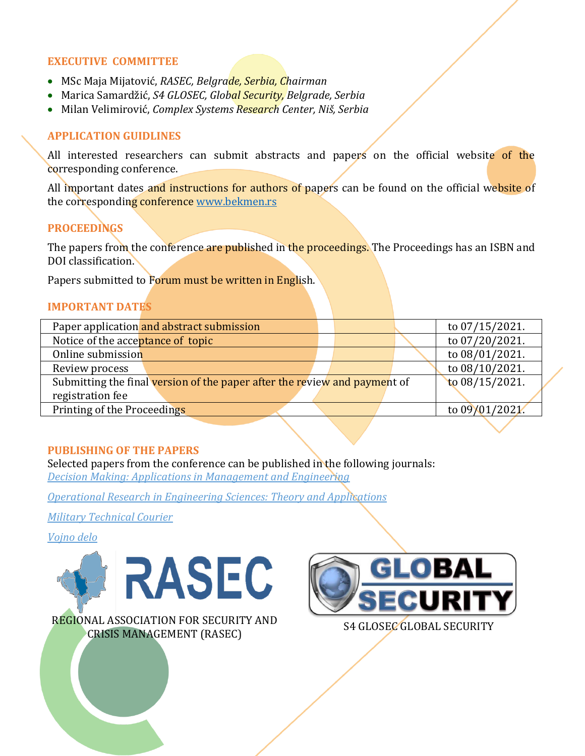## EXECUTIVE COMMITTEE

- MSc Maja Mijatović, *RASEC, Belgrade, Serbia, Chairman*
- Marica Samardžić, *S4 GLOSEC, Global Security,* Belgrade, Serbia
- Milan Velimirović, *Complex Systems Research Center, Niš, Serbia*

## APPLICATION GUIDLINES

All interested researchers can submit abstracts and papers on the official website of the corresponding conference.

All important dates and instructions for authors of papers can be found on the official website of the corresponding conference [www.bekmen.rs](www.bekmen.rs)

## PROCEEDINGS

The papers from the conference are published in the proceedings. The Proceedings has an ISBN and DOI classification.

Papers submitted to Forum must be written in English.

## IMPORTANT DATES

| | |
|---|---|
| Paper application and abstract submission | to 07/15/2021. |
| Notice of the acceptance of topic | to 07/20/2021. |
| Online submission | to 08/01/2021. |
| Review process | to 08/10/2021. |
| Submitting the final version of the paper after the review and payment of registration fee | to 08/15/2021. |
| Printing of the Proceedings | to 09/01/2021. |

## PUBLISHING OF THE PAPERS

Selected papers from the conference can be published in the following journals:

*Decision Making: Applications in Management and Engineering*

*Operational Research in Engineering Sciences: Theory and Applications*

*Military Technical Courier*

*Vojno delo*

RASEC

REGIONAL ASSOCIATION FOR SECURITY AND CRISIS MANAGEMENT (RASEC)

GLOBAL SECURITY

S4 GLOSEC GLOBAL SECURITY